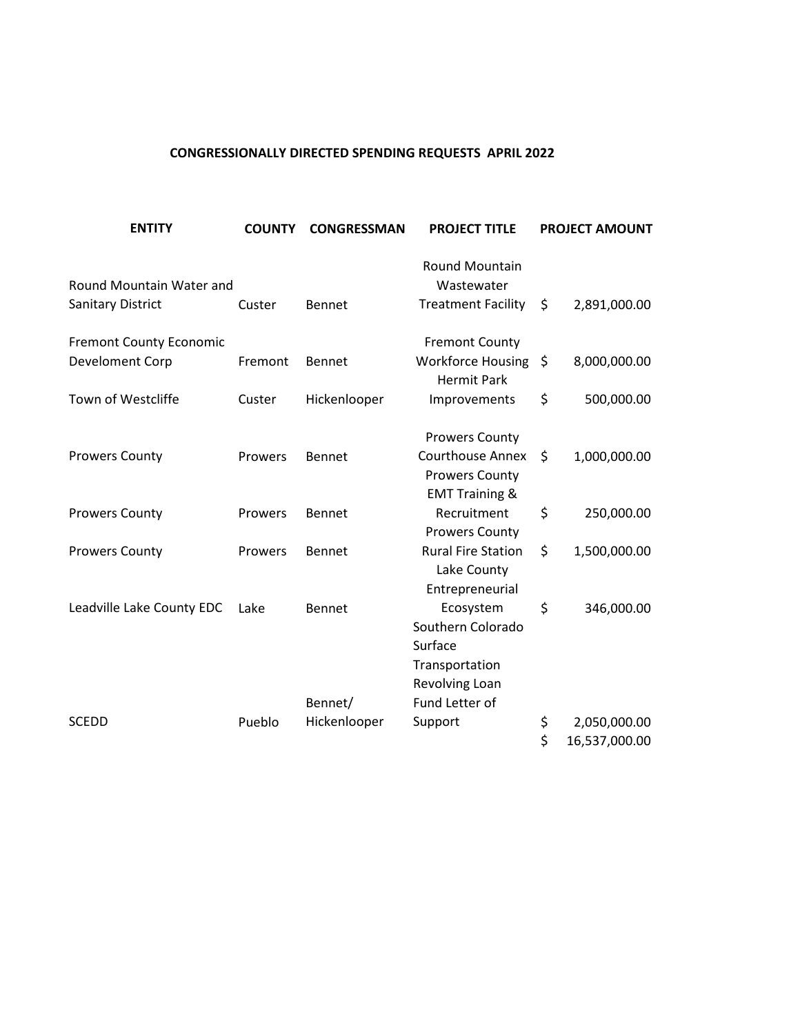**CONGRESSIONALLY DIRECTED SPENDING REQUESTS APRIL 2022**

| ENTITY | COUNTY | CONGRESSMAN | PROJECT TITLE | PROJECT AMOUNT |
|---|---|---|---|---|
| Round Mountain Water and Sanitary District | Custer | Bennet | Round Mountain Wastewater Treatment Facility | $ 2,891,000.00 |
| Fremont County Economic Develoment Corp | Fremont | Bennet | Fremont County Workforce Housing | $ 8,000,000.00 |
| Town of Westcliffe | Custer | Hickenlooper | Hermit Park Improvements | $ 500,000.00 |
| Prowers County | Prowers | Bennet | Prowers County Courthouse Annex | $ 1,000,000.00 |
| Prowers County | Prowers | Bennet | Prowers County EMT Training & Recruitment | $ 250,000.00 |
| Prowers County | Prowers | Bennet | Prowers County Rural Fire Station | $ 1,500,000.00 |
| Leadville Lake County EDC | Lake | Bennet | Lake County Entrepreneurial Ecosystem | $ 346,000.00 |
| SCEDD | Pueblo | Bennet/ Hickenlooper | Southern Colorado Surface Transportation Revolving Loan Fund Letter of Support | $ 2,050,000.00 |
| | | | | $ 16,537,000.00 |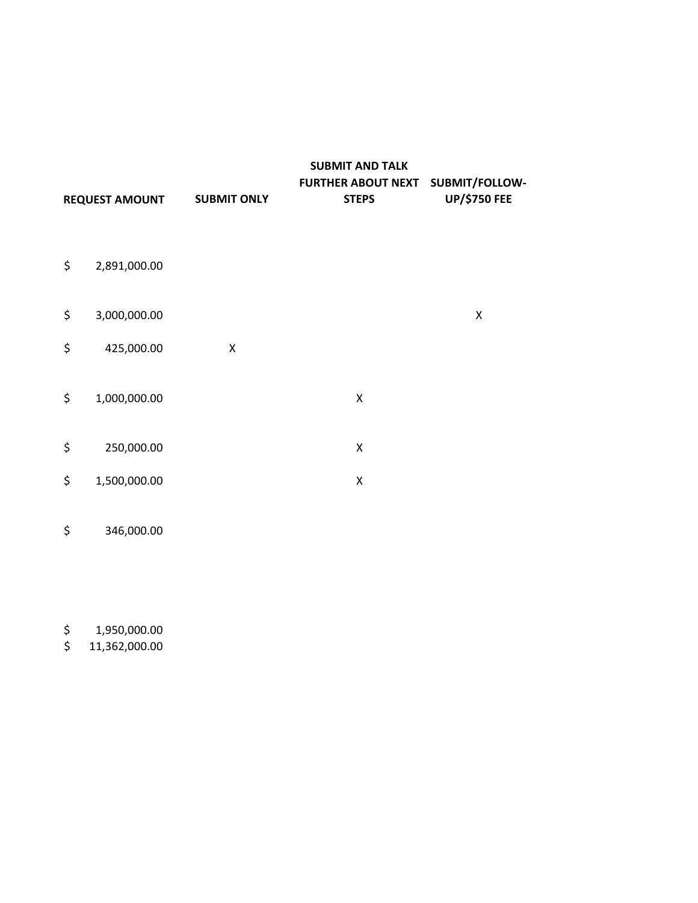| REQUEST AMOUNT | SUBMIT ONLY | SUBMIT AND TALK FURTHER ABOUT NEXT STEPS | SUBMIT/FOLLOW-UP/$750 FEE |
|---|---|---|---|
| $ 2,891,000.00 | | | |
| $ 3,000,000.00 | | | X |
| $ 425,000.00 | X | | |
| $ 1,000,000.00 | | X | |
| $ 250,000.00 | | X | |
| $ 1,500,000.00 | | X | |
| $ 346,000.00 | | | |
| $ 1,950,000.00 | | | |
| $ 11,362,000.00 | | | |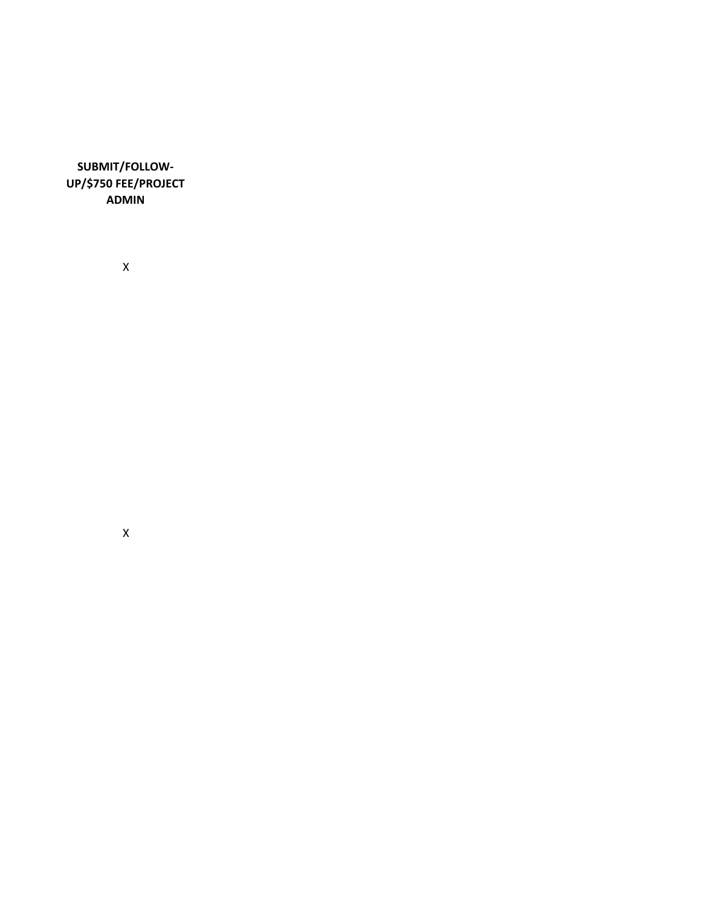| SUBMIT/FOLLOW-UP/$750 FEE/PROJECT ADMIN |
| --- |
| X |
| X |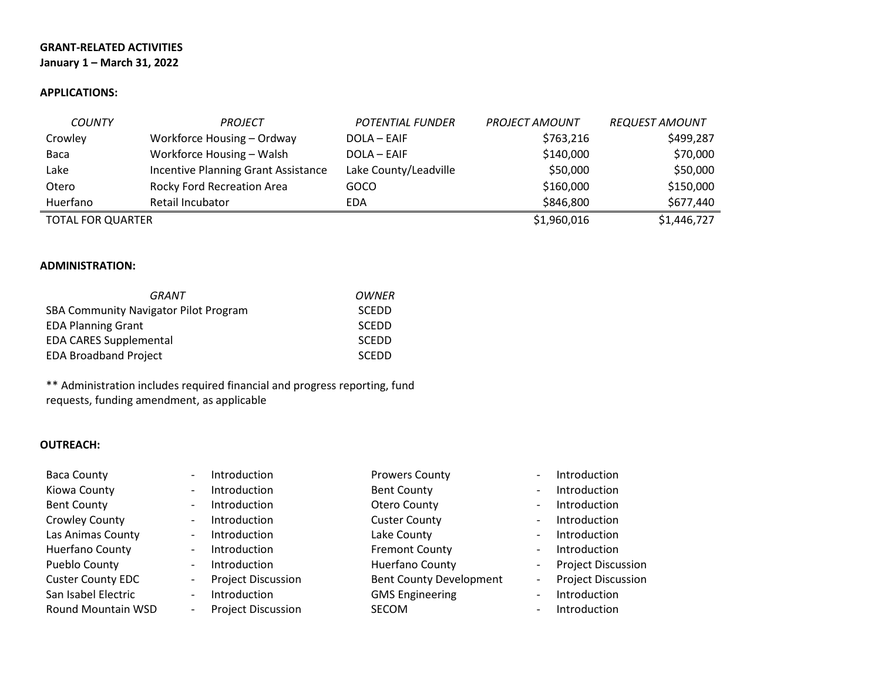**GRANT-RELATED ACTIVITIES**
**January 1 – March 31, 2022**

**APPLICATIONS:**

| *COUNTY* | *PROJECT* | *POTENTIAL FUNDER* | *PROJECT AMOUNT* | *REQUEST AMOUNT* |
|---|---|---|---|---|
| Crowley | Workforce Housing – Ordway | DOLA – EAIF | $763,216 | $499,287 |
| Baca | Workforce Housing – Walsh | DOLA – EAIF | $140,000 | $70,000 |
| Lake | Incentive Planning Grant Assistance | Lake County/Leadville | $50,000 | $50,000 |
| Otero | Rocky Ford Recreation Area | GOCO | $160,000 | $150,000 |
| Huerfano | Retail Incubator | EDA | $846,800 | $677,440 |
| TOTAL FOR QUARTER | | | $1,960,016 | $1,446,727 |

**ADMINISTRATION:**

| *GRANT* | *OWNER* |
|---|---|
| SBA Community Navigator Pilot Program | SCEDD |
| EDA Planning Grant | SCEDD |
| EDA CARES Supplemental | SCEDD |
| EDA Broadband Project | SCEDD |

** Administration includes required financial and progress reporting, fund requests, funding amendment, as applicable

**OUTREACH:**

| | | | |
|---|---|---|---|
| Baca County | - Introduction | Prowers County | - Introduction |
| Kiowa County | - Introduction | Bent County | - Introduction |
| Bent County | - Introduction | Otero County | - Introduction |
| Crowley County | - Introduction | Custer County | - Introduction |
| Las Animas County | - Introduction | Lake County | - Introduction |
| Huerfano County | - Introduction | Fremont County | - Introduction |
| Pueblo County | - Introduction | Huerfano County | - Project Discussion |
| Custer County EDC | - Project Discussion | Bent County Development | - Project Discussion |
| San Isabel Electric | - Introduction | GMS Engineering | - Introduction |
| Round Mountain WSD | - Project Discussion | SECOM | - Introduction |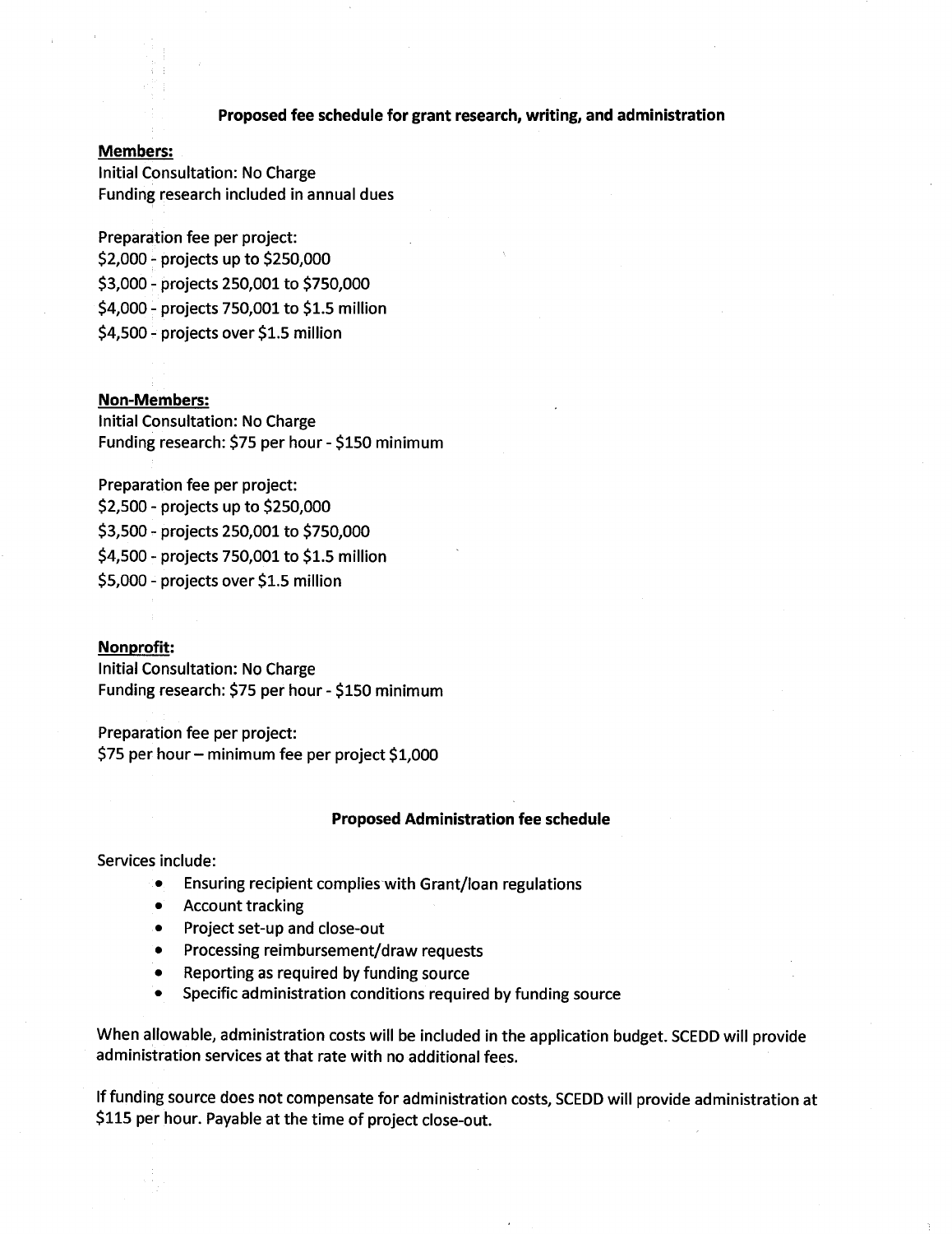## Proposed fee schedule for grant research, writing, and administration

**Members:**

Initial Consultation: No Charge
Funding research included in annual dues

Preparation fee per project:
$2,000 - projects up to $250,000
$3,000 - projects 250,001 to $750,000
$4,000 - projects 750,001 to $1.5 million
$4,500 - projects over $1.5 million

**Non-Members:**

Initial Consultation: No Charge
Funding research: $75 per hour - $150 minimum

Preparation fee per project:
$2,500 - projects up to $250,000
$3,500 - projects 250,001 to $750,000
$4,500 - projects 750,001 to $1.5 million
$5,000 - projects over $1.5 million

**Nonprofit:**

Initial Consultation: No Charge
Funding research: $75 per hour - $150 minimum

Preparation fee per project:
$75 per hour – minimum fee per project $1,000

## Proposed Administration fee schedule

Services include:

- Ensuring recipient complies with Grant/loan regulations
- Account tracking
- Project set-up and close-out
- Processing reimbursement/draw requests
- Reporting as required by funding source
- Specific administration conditions required by funding source

When allowable, administration costs will be included in the application budget. SCEDD will provide administration services at that rate with no additional fees.

If funding source does not compensate for administration costs, SCEDD will provide administration at $115 per hour. Payable at the time of project close-out.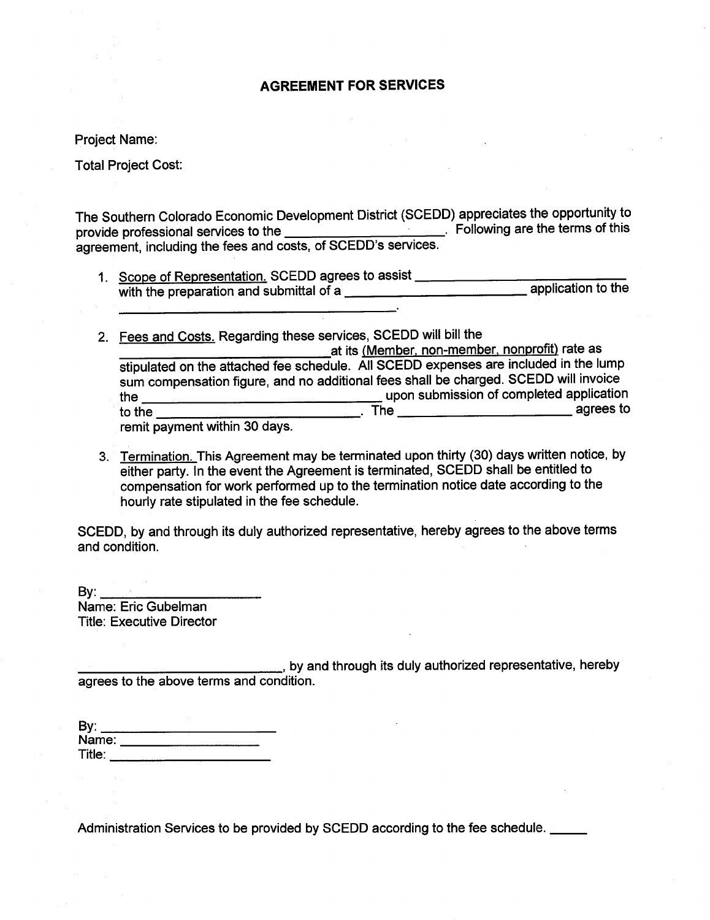# AGREEMENT FOR SERVICES

Project Name:

Total Project Cost:

The Southern Colorado Economic Development District (SCEDD) appreciates the opportunity to provide professional services to the ____________________. Following are the terms of this agreement, including the fees and costs, of SCEDD's services.

1. Scope of Representation. SCEDD agrees to assist ______________________________ with the preparation and submittal of a ________________________ application to the ________________________________________.

2. Fees and Costs. Regarding these services, SCEDD will bill the ______________________________ at its (Member, non-member, nonprofit) rate as stipulated on the attached fee schedule. All SCEDD expenses are included in the lump sum compensation figure, and no additional fees shall be charged. SCEDD will invoice the ______________________________ upon submission of completed application to the ____________________________. The ______________________ agrees to remit payment within 30 days.

3. Termination. This Agreement may be terminated upon thirty (30) days written notice, by either party. In the event the Agreement is terminated, SCEDD shall be entitled to compensation for work performed up to the termination notice date according to the hourly rate stipulated in the fee schedule.

SCEDD, by and through its duly authorized representative, hereby agrees to the above terms and condition.

By: ______________________
Name: Eric Gubelman
Title: Executive Director

____________________________, by and through its duly authorized representative, hereby agrees to the above terms and condition.

By: ______________________
Name: ___________________
Title: ____________________

Administration Services to be provided by SCEDD according to the fee schedule. _____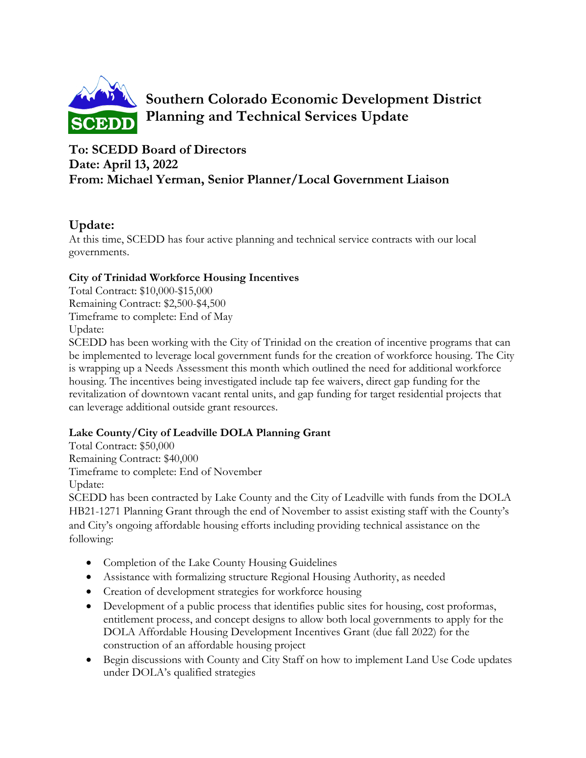# Southern Colorado Economic Development District Planning and Technical Services Update

**To: SCEDD Board of Directors**
**Date: April 13, 2022**
**From: Michael Yerman, Senior Planner/Local Government Liaison**

## Update:

At this time, SCEDD has four active planning and technical service contracts with our local governments.

**City of Trinidad Workforce Housing Incentives**

Total Contract: $10,000-$15,000
Remaining Contract: $2,500-$4,500
Timeframe to complete: End of May
Update:
SCEDD has been working with the City of Trinidad on the creation of incentive programs that can be implemented to leverage local government funds for the creation of workforce housing. The City is wrapping up a Needs Assessment this month which outlined the need for additional workforce housing. The incentives being investigated include tap fee waivers, direct gap funding for the revitalization of downtown vacant rental units, and gap funding for target residential projects that can leverage additional outside grant resources.

**Lake County/City of Leadville DOLA Planning Grant**

Total Contract: $50,000
Remaining Contract: $40,000
Timeframe to complete: End of November
Update:
SCEDD has been contracted by Lake County and the City of Leadville with funds from the DOLA HB21-1271 Planning Grant through the end of November to assist existing staff with the County's and City's ongoing affordable housing efforts including providing technical assistance on the following:

- Completion of the Lake County Housing Guidelines
- Assistance with formalizing structure Regional Housing Authority, as needed
- Creation of development strategies for workforce housing
- Development of a public process that identifies public sites for housing, cost proformas, entitlement process, and concept designs to allow both local governments to apply for the DOLA Affordable Housing Development Incentives Grant (due fall 2022) for the construction of an affordable housing project
- Begin discussions with County and City Staff on how to implement Land Use Code updates under DOLA's qualified strategies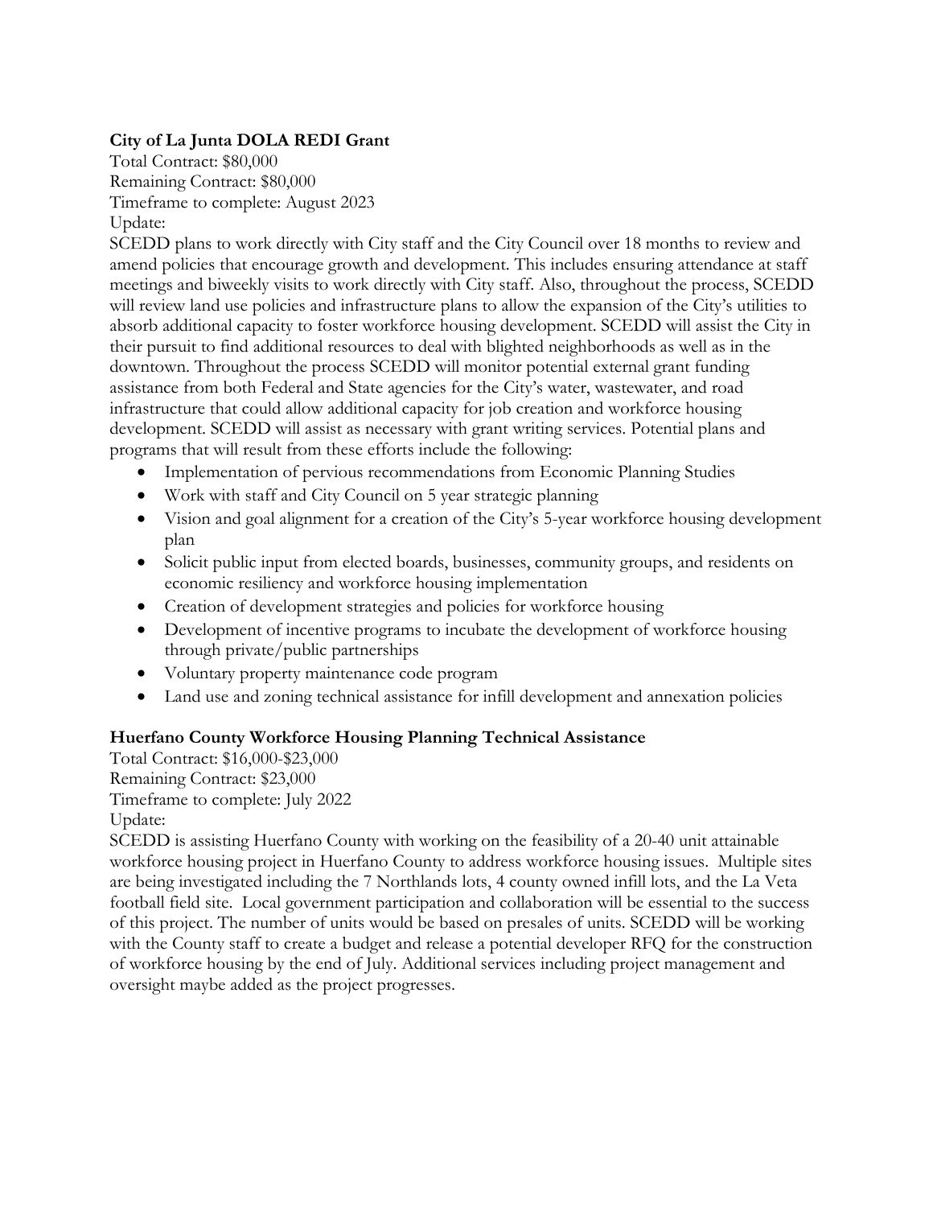**City of La Junta DOLA REDI Grant**

Total Contract: $80,000
Remaining Contract: $80,000
Timeframe to complete: August 2023
Update:
SCEDD plans to work directly with City staff and the City Council over 18 months to review and amend policies that encourage growth and development. This includes ensuring attendance at staff meetings and biweekly visits to work directly with City staff. Also, throughout the process, SCEDD will review land use policies and infrastructure plans to allow the expansion of the City's utilities to absorb additional capacity to foster workforce housing development. SCEDD will assist the City in their pursuit to find additional resources to deal with blighted neighborhoods as well as in the downtown. Throughout the process SCEDD will monitor potential external grant funding assistance from both Federal and State agencies for the City's water, wastewater, and road infrastructure that could allow additional capacity for job creation and workforce housing development. SCEDD will assist as necessary with grant writing services. Potential plans and programs that will result from these efforts include the following:

- Implementation of pervious recommendations from Economic Planning Studies
- Work with staff and City Council on 5 year strategic planning
- Vision and goal alignment for a creation of the City's 5-year workforce housing development plan
- Solicit public input from elected boards, businesses, community groups, and residents on economic resiliency and workforce housing implementation
- Creation of development strategies and policies for workforce housing
- Development of incentive programs to incubate the development of workforce housing through private/public partnerships
- Voluntary property maintenance code program
- Land use and zoning technical assistance for infill development and annexation policies

**Huerfano County Workforce Housing Planning Technical Assistance**

Total Contract: $16,000-$23,000
Remaining Contract: $23,000
Timeframe to complete: July 2022
Update:
SCEDD is assisting Huerfano County with working on the feasibility of a 20-40 unit attainable workforce housing project in Huerfano County to address workforce housing issues. Multiple sites are being investigated including the 7 Northlands lots, 4 county owned infill lots, and the La Veta football field site. Local government participation and collaboration will be essential to the success of this project. The number of units would be based on presales of units. SCEDD will be working with the County staff to create a budget and release a potential developer RFQ for the construction of workforce housing by the end of July. Additional services including project management and oversight maybe added as the project progresses.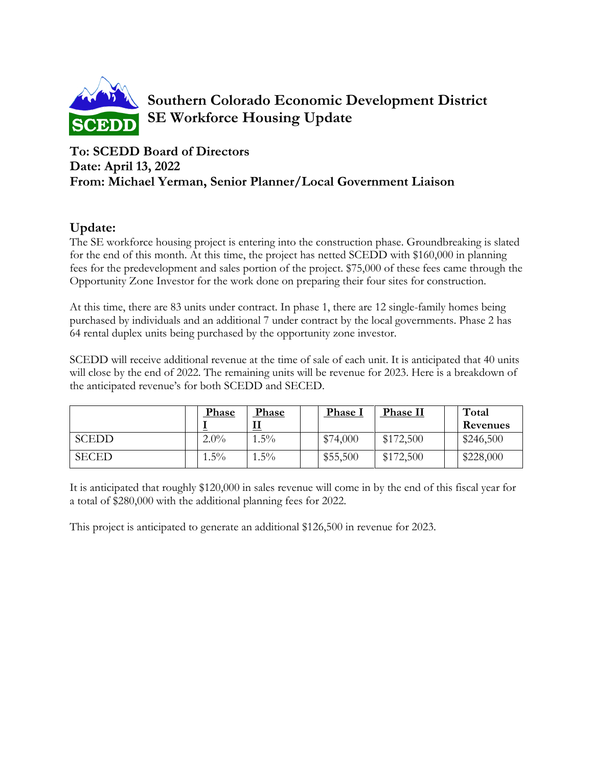# Southern Colorado Economic Development District
## SE Workforce Housing Update

**To: SCEDD Board of Directors**
**Date: April 13, 2022**
**From: Michael Yerman, Senior Planner/Local Government Liaison**

## Update:

The SE workforce housing project is entering into the construction phase. Groundbreaking is slated for the end of this month. At this time, the project has netted SCEDD with $160,000 in planning fees for the predevelopment and sales portion of the project. $75,000 of these fees came through the Opportunity Zone Investor for the work done on preparing their four sites for construction.

At this time, there are 83 units under contract. In phase 1, there are 12 single-family homes being purchased by individuals and an additional 7 under contract by the local governments. Phase 2 has 64 rental duplex units being purchased by the opportunity zone investor.

SCEDD will receive additional revenue at the time of sale of each unit. It is anticipated that 40 units will close by the end of 2022. The remaining units will be revenue for 2023. Here is a breakdown of the anticipated revenue's for both SCEDD and SECED.

| | | Phase I | Phase II | | Phase I | Phase II | | Total Revenues |
|---|---|---|---|---|---|---|---|---|
| SCEDD | | 2.0% | 1.5% | | $74,000 | $172,500 | | $246,500 |
| SECED | | 1.5% | 1.5% | | $55,500 | $172,500 | | $228,000 |

It is anticipated that roughly $120,000 in sales revenue will come in by the end of this fiscal year for a total of $280,000 with the additional planning fees for 2022.

This project is anticipated to generate an additional $126,500 in revenue for 2023.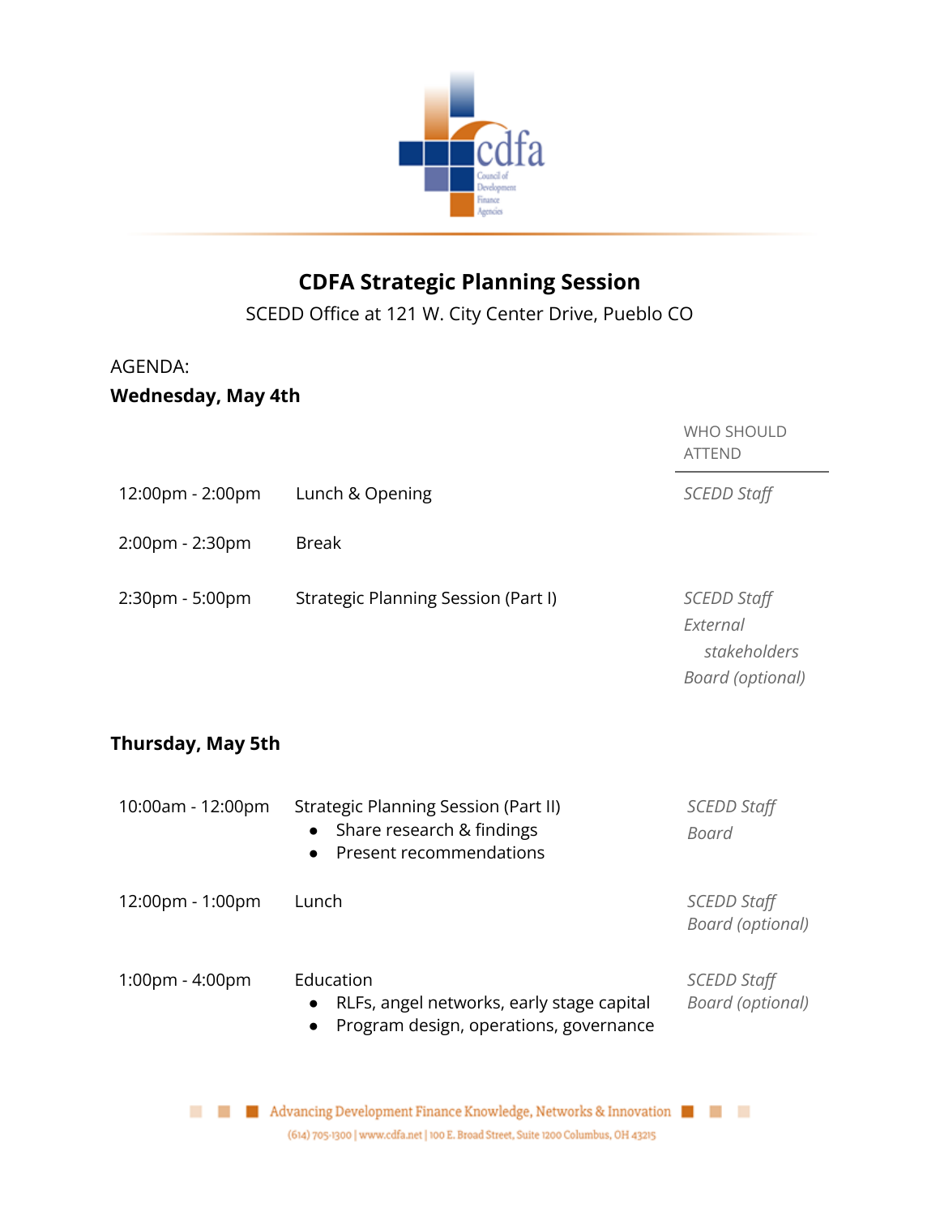# CDFA Strategic Planning Session

SCEDD Office at 121 W. City Center Drive, Pueblo CO

AGENDA:

**Wednesday, May 4th**

| | | WHO SHOULD ATTEND |
|---|---|---|
| 12:00pm - 2:00pm | Lunch & Opening | *SCEDD Staff* |
| 2:00pm - 2:30pm | Break | |
| 2:30pm - 5:00pm | Strategic Planning Session (Part I) | *SCEDD Staff*<br>*External stakeholders*<br>*Board (optional)* |

**Thursday, May 5th**

| | | |
|---|---|---|
| 10:00am - 12:00pm | Strategic Planning Session (Part II)<br>• Share research & findings<br>• Present recommendations | *SCEDD Staff*<br>*Board* |
| 12:00pm - 1:00pm | Lunch | *SCEDD Staff*<br>*Board (optional)* |
| 1:00pm - 4:00pm | Education<br>• RLFs, angel networks, early stage capital<br>• Program design, operations, governance | *SCEDD Staff*<br>*Board (optional)* |